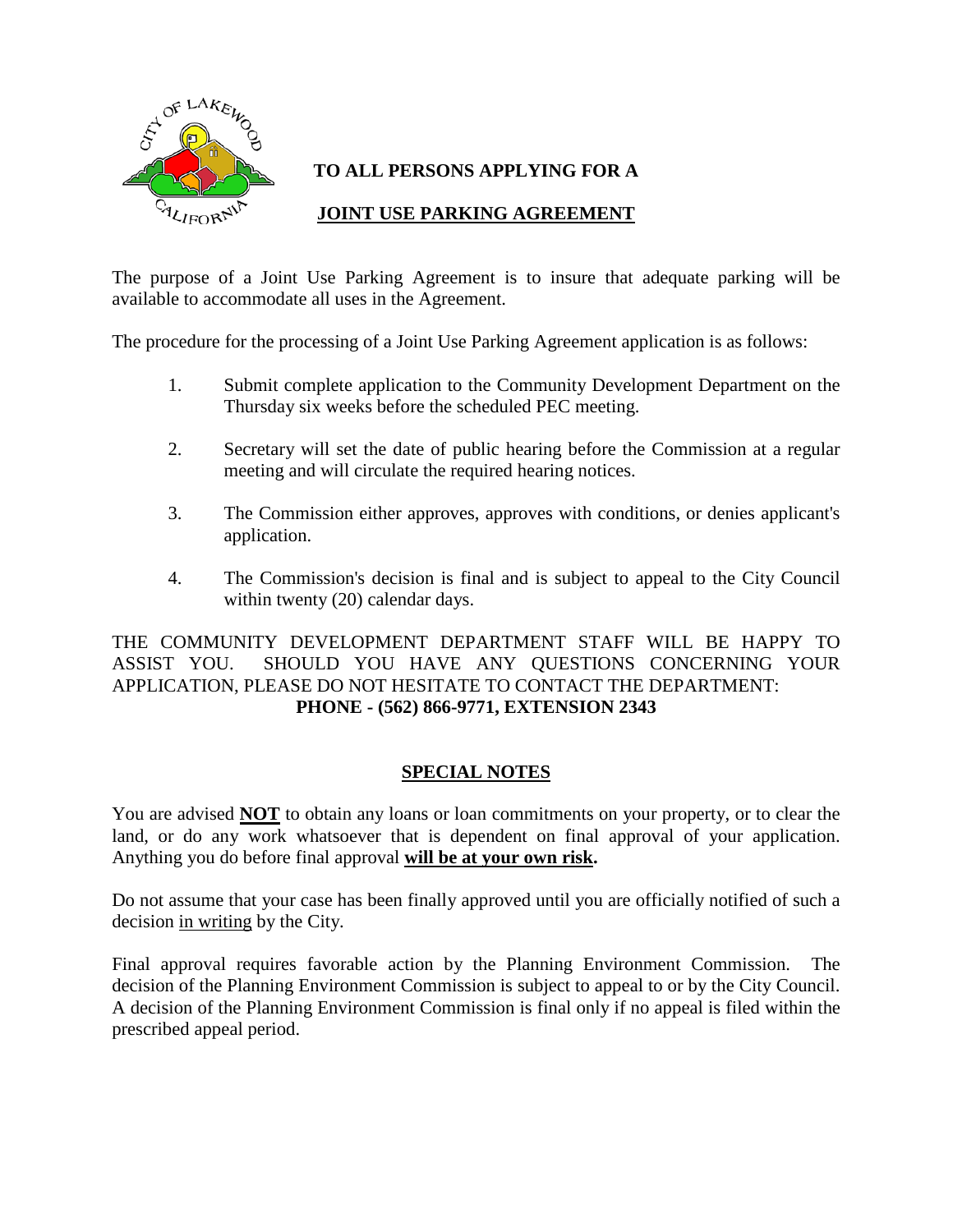# TO ALL PERSONS APPLYING FOR A

## JOINT USE PARKING AGREEMENT

The purpose of a Joint Use Parking Agreement is to insure that adequate parking will be available to accommodate all uses in the Agreement.

The procedure for the processing of a Joint Use Parking Agreement application is as follows:

1. Submit complete application to the Community Development Department on the Thursday six weeks before the scheduled PEC meeting.
2. Secretary will set the date of public hearing before the Commission at a regular meeting and will circulate the required hearing notices.
3. The Commission either approves, approves with conditions, or denies applicant's application.
4. The Commission's decision is final and is subject to appeal to the City Council within twenty (20) calendar days.

THE COMMUNITY DEVELOPMENT DEPARTMENT STAFF WILL BE HAPPY TO ASSIST YOU. SHOULD YOU HAVE ANY QUESTIONS CONCERNING YOUR APPLICATION, PLEASE DO NOT HESITATE TO CONTACT THE DEPARTMENT:

**PHONE - (562) 866-9771, EXTENSION 2343**

## SPECIAL NOTES

You are advised **NOT** to obtain any loans or loan commitments on your property, or to clear the land, or do any work whatsoever that is dependent on final approval of your application. Anything you do before final approval **will be at your own risk.**

Do not assume that your case has been finally approved until you are officially notified of such a decision in writing by the City.

Final approval requires favorable action by the Planning Environment Commission. The decision of the Planning Environment Commission is subject to appeal to or by the City Council. A decision of the Planning Environment Commission is final only if no appeal is filed within the prescribed appeal period.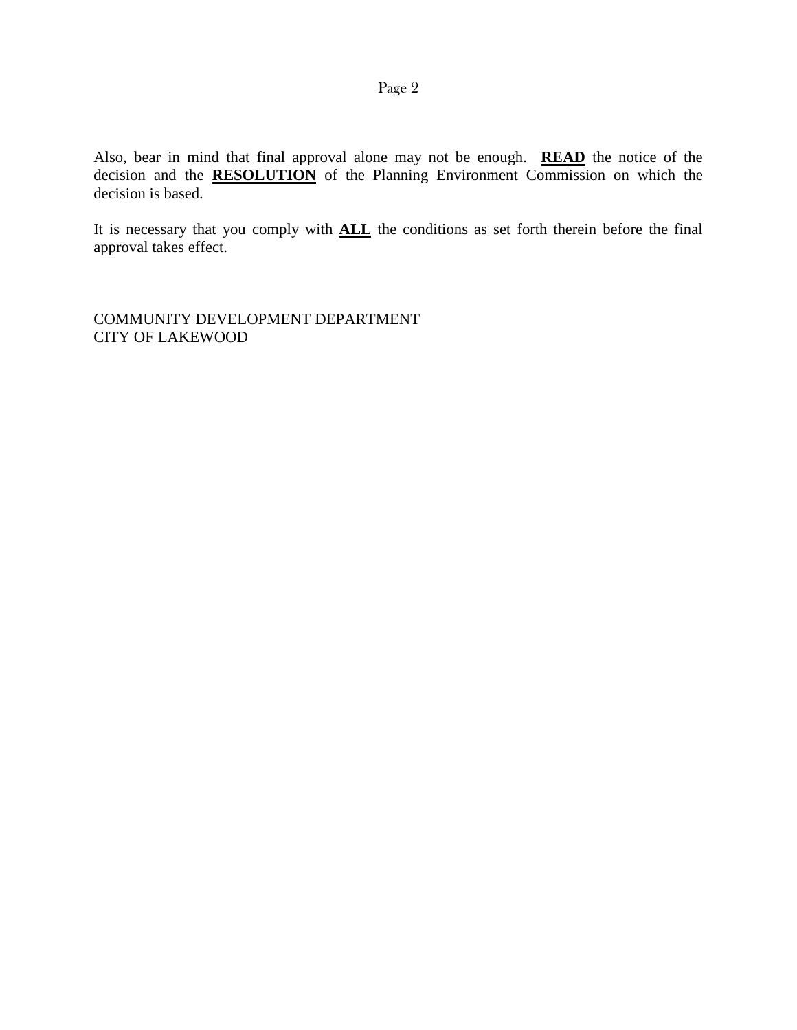Also, bear in mind that final approval alone may not be enough. **READ** the notice of the decision and the **RESOLUTION** of the Planning Environment Commission on which the decision is based.

It is necessary that you comply with **ALL** the conditions as set forth therein before the final approval takes effect.

COMMUNITY DEVELOPMENT DEPARTMENT
CITY OF LAKEWOOD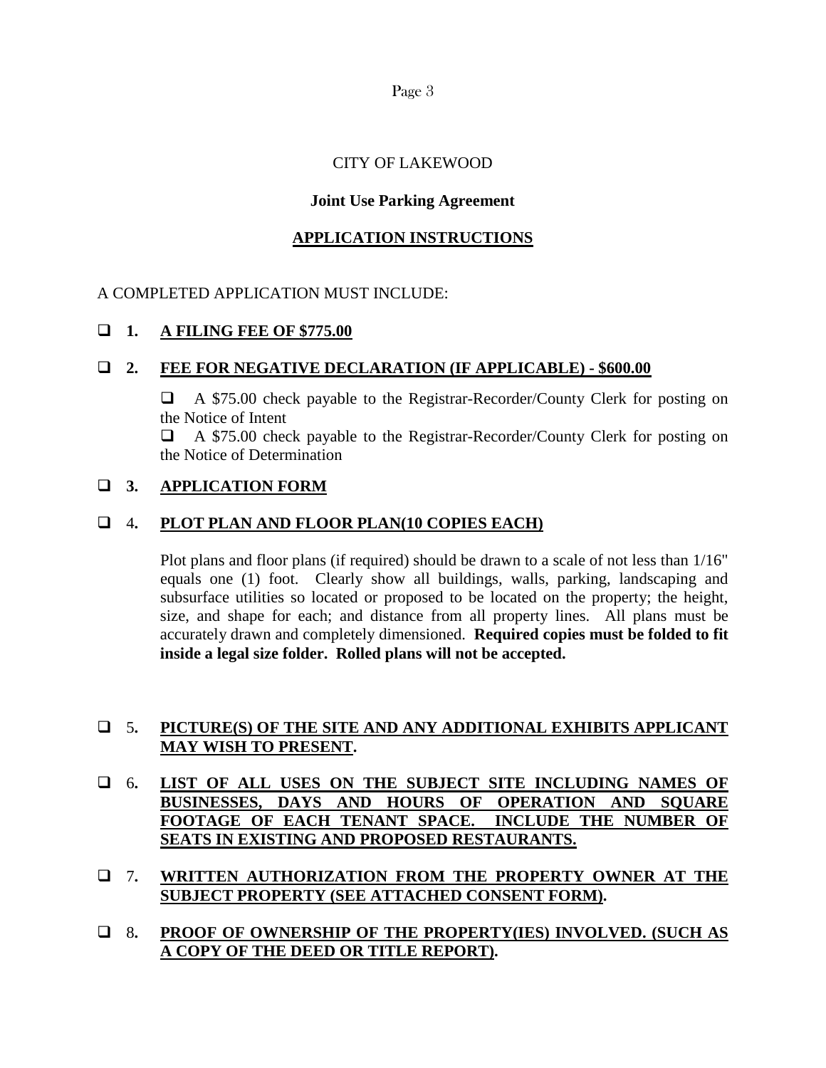CITY OF LAKEWOOD

**Joint Use Parking Agreement**

**APPLICATION INSTRUCTIONS**

A COMPLETED APPLICATION MUST INCLUDE:

- ❑ **1. A FILING FEE OF $775.00**

- ❑ **2. FEE FOR NEGATIVE DECLARATION (IF APPLICABLE) - $600.00**

  - ❑ A $75.00 check payable to the Registrar-Recorder/County Clerk for posting on the Notice of Intent
  - ❑ A $75.00 check payable to the Registrar-Recorder/County Clerk for posting on the Notice of Determination

- ❑ **3. APPLICATION FORM**

- ❑ 4. **PLOT PLAN AND FLOOR PLAN(10 COPIES EACH)**

  Plot plans and floor plans (if required) should be drawn to a scale of not less than 1/16" equals one (1) foot. Clearly show all buildings, walls, parking, landscaping and subsurface utilities so located or proposed to be located on the property; the height, size, and shape for each; and distance from all property lines. All plans must be accurately drawn and completely dimensioned. **Required copies must be folded to fit inside a legal size folder. Rolled plans will not be accepted.**

- ❑ 5. **PICTURE(S) OF THE SITE AND ANY ADDITIONAL EXHIBITS APPLICANT MAY WISH TO PRESENT.**

- ❑ 6. **LIST OF ALL USES ON THE SUBJECT SITE INCLUDING NAMES OF BUSINESSES, DAYS AND HOURS OF OPERATION AND SQUARE FOOTAGE OF EACH TENANT SPACE. INCLUDE THE NUMBER OF SEATS IN EXISTING AND PROPOSED RESTAURANTS.**

- ❑ 7. **WRITTEN AUTHORIZATION FROM THE PROPERTY OWNER AT THE SUBJECT PROPERTY (SEE ATTACHED CONSENT FORM).**

- ❑ 8. **PROOF OF OWNERSHIP OF THE PROPERTY(IES) INVOLVED. (SUCH AS A COPY OF THE DEED OR TITLE REPORT).**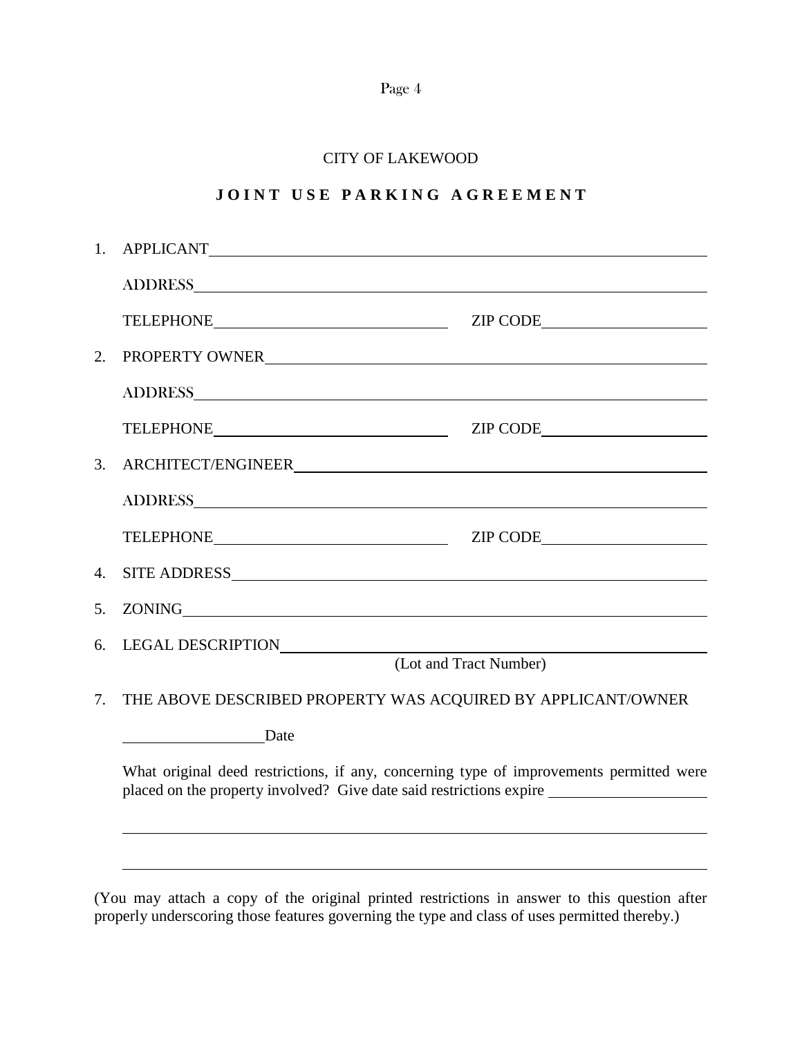CITY OF LAKEWOOD

## JOINT USE PARKING AGREEMENT

1. APPLICANT\_\_\_\_\_\_\_\_\_\_\_\_\_\_\_\_\_\_\_\_\_\_\_\_\_\_\_\_\_\_\_\_\_\_\_\_\_\_\_\_\_\_\_\_\_\_\_\_

   ADDRESS\_\_\_\_\_\_\_\_\_\_\_\_\_\_\_\_\_\_\_\_\_\_\_\_\_\_\_\_\_\_\_\_\_\_\_\_\_\_\_\_\_\_\_\_\_\_\_\_\_\_

   TELEPHONE\_\_\_\_\_\_\_\_\_\_\_\_\_\_\_\_\_\_\_\_\_\_\_\_ ZIP CODE\_\_\_\_\_\_\_\_\_\_\_\_\_\_\_\_

2. PROPERTY OWNER\_\_\_\_\_\_\_\_\_\_\_\_\_\_\_\_\_\_\_\_\_\_\_\_\_\_\_\_\_\_\_\_\_\_\_\_\_\_\_\_\_\_\_

   ADDRESS\_\_\_\_\_\_\_\_\_\_\_\_\_\_\_\_\_\_\_\_\_\_\_\_\_\_\_\_\_\_\_\_\_\_\_\_\_\_\_\_\_\_\_\_\_\_\_\_\_\_

   TELEPHONE\_\_\_\_\_\_\_\_\_\_\_\_\_\_\_\_\_\_\_\_\_\_\_\_ ZIP CODE\_\_\_\_\_\_\_\_\_\_\_\_\_\_\_\_

3. ARCHITECT/ENGINEER\_\_\_\_\_\_\_\_\_\_\_\_\_\_\_\_\_\_\_\_\_\_\_\_\_\_\_\_\_\_\_\_\_\_\_\_\_\_\_\_

   ADDRESS\_\_\_\_\_\_\_\_\_\_\_\_\_\_\_\_\_\_\_\_\_\_\_\_\_\_\_\_\_\_\_\_\_\_\_\_\_\_\_\_\_\_\_\_\_\_\_\_\_\_

   TELEPHONE\_\_\_\_\_\_\_\_\_\_\_\_\_\_\_\_\_\_\_\_\_\_\_\_ ZIP CODE\_\_\_\_\_\_\_\_\_\_\_\_\_\_\_\_

4. SITE ADDRESS\_\_\_\_\_\_\_\_\_\_\_\_\_\_\_\_\_\_\_\_\_\_\_\_\_\_\_\_\_\_\_\_\_\_\_\_\_\_\_\_\_\_\_\_\_\_

5. ZONING\_\_\_\_\_\_\_\_\_\_\_\_\_\_\_\_\_\_\_\_\_\_\_\_\_\_\_\_\_\_\_\_\_\_\_\_\_\_\_\_\_\_\_\_\_\_\_\_\_\_\_\_

6. LEGAL DESCRIPTION\_\_\_\_\_\_\_\_\_\_\_\_\_\_\_\_\_\_\_\_\_\_\_\_\_\_\_\_\_\_\_\_\_\_\_\_\_\_\_\_\_
   (Lot and Tract Number)

7. THE ABOVE DESCRIBED PROPERTY WAS ACQUIRED BY APPLICANT/OWNER

   \_\_\_\_\_\_\_\_\_\_\_\_\_\_Date

   What original deed restrictions, if any, concerning type of improvements permitted were placed on the property involved? Give date said restrictions expire \_\_\_\_\_\_\_\_\_\_\_\_\_\_\_\_

   \_\_\_\_\_\_\_\_\_\_\_\_\_\_\_\_\_\_\_\_\_\_\_\_\_\_\_\_\_\_\_\_\_\_\_\_\_\_\_\_\_\_\_\_\_\_\_\_\_\_\_\_\_\_\_\_\_\_\_\_

   \_\_\_\_\_\_\_\_\_\_\_\_\_\_\_\_\_\_\_\_\_\_\_\_\_\_\_\_\_\_\_\_\_\_\_\_\_\_\_\_\_\_\_\_\_\_\_\_\_\_\_\_\_\_\_\_\_\_\_\_

(You may attach a copy of the original printed restrictions in answer to this question after properly underscoring those features governing the type and class of uses permitted thereby.)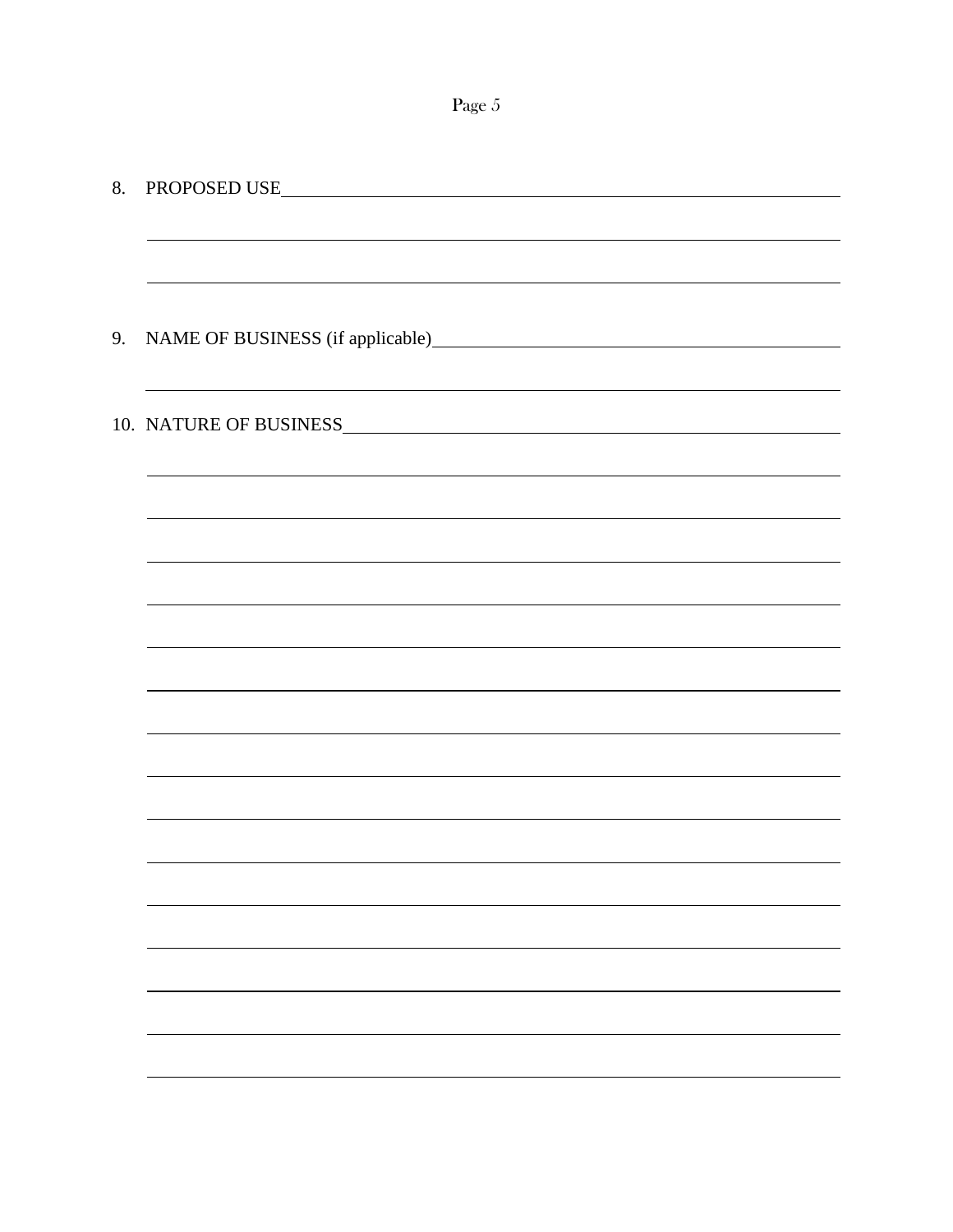8. PROPOSED USE______________________________________________

______________________________________________

______________________________________________

9. NAME OF BUSINESS (if applicable)______________________________

______________________________________________

10. NATURE OF BUSINESS________________________________________

______________________________________________

______________________________________________

______________________________________________

______________________________________________

______________________________________________

______________________________________________

______________________________________________

______________________________________________

______________________________________________

______________________________________________

______________________________________________

______________________________________________

______________________________________________

______________________________________________

______________________________________________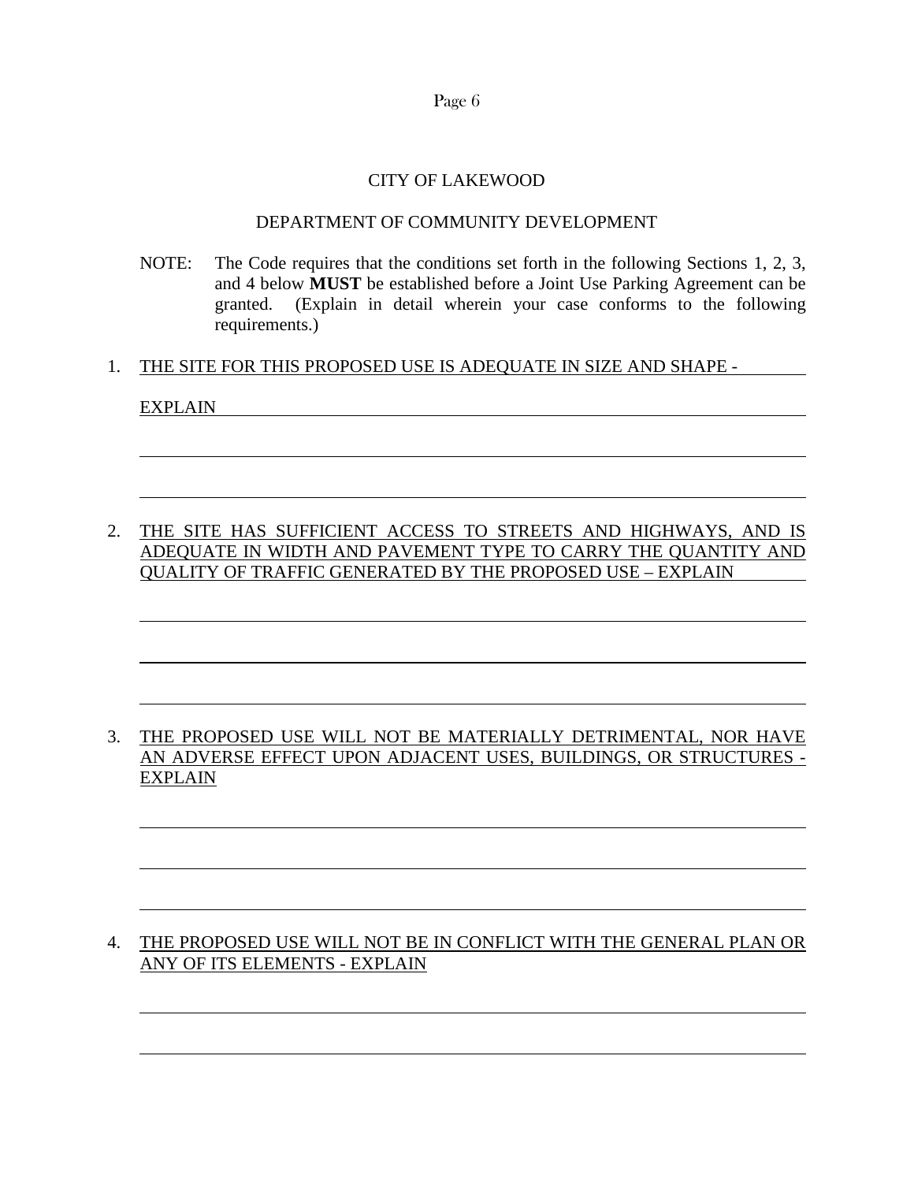CITY OF LAKEWOOD

DEPARTMENT OF COMMUNITY DEVELOPMENT

NOTE: The Code requires that the conditions set forth in the following Sections 1, 2, 3, and 4 below **MUST** be established before a Joint Use Parking Agreement can be granted. (Explain in detail wherein your case conforms to the following requirements.)

1. THE SITE FOR THIS PROPOSED USE IS ADEQUATE IN SIZE AND SHAPE - EXPLAIN

2. THE SITE HAS SUFFICIENT ACCESS TO STREETS AND HIGHWAYS, AND IS ADEQUATE IN WIDTH AND PAVEMENT TYPE TO CARRY THE QUANTITY AND QUALITY OF TRAFFIC GENERATED BY THE PROPOSED USE – EXPLAIN

3. THE PROPOSED USE WILL NOT BE MATERIALLY DETRIMENTAL, NOR HAVE AN ADVERSE EFFECT UPON ADJACENT USES, BUILDINGS, OR STRUCTURES - EXPLAIN

4. THE PROPOSED USE WILL NOT BE IN CONFLICT WITH THE GENERAL PLAN OR ANY OF ITS ELEMENTS - EXPLAIN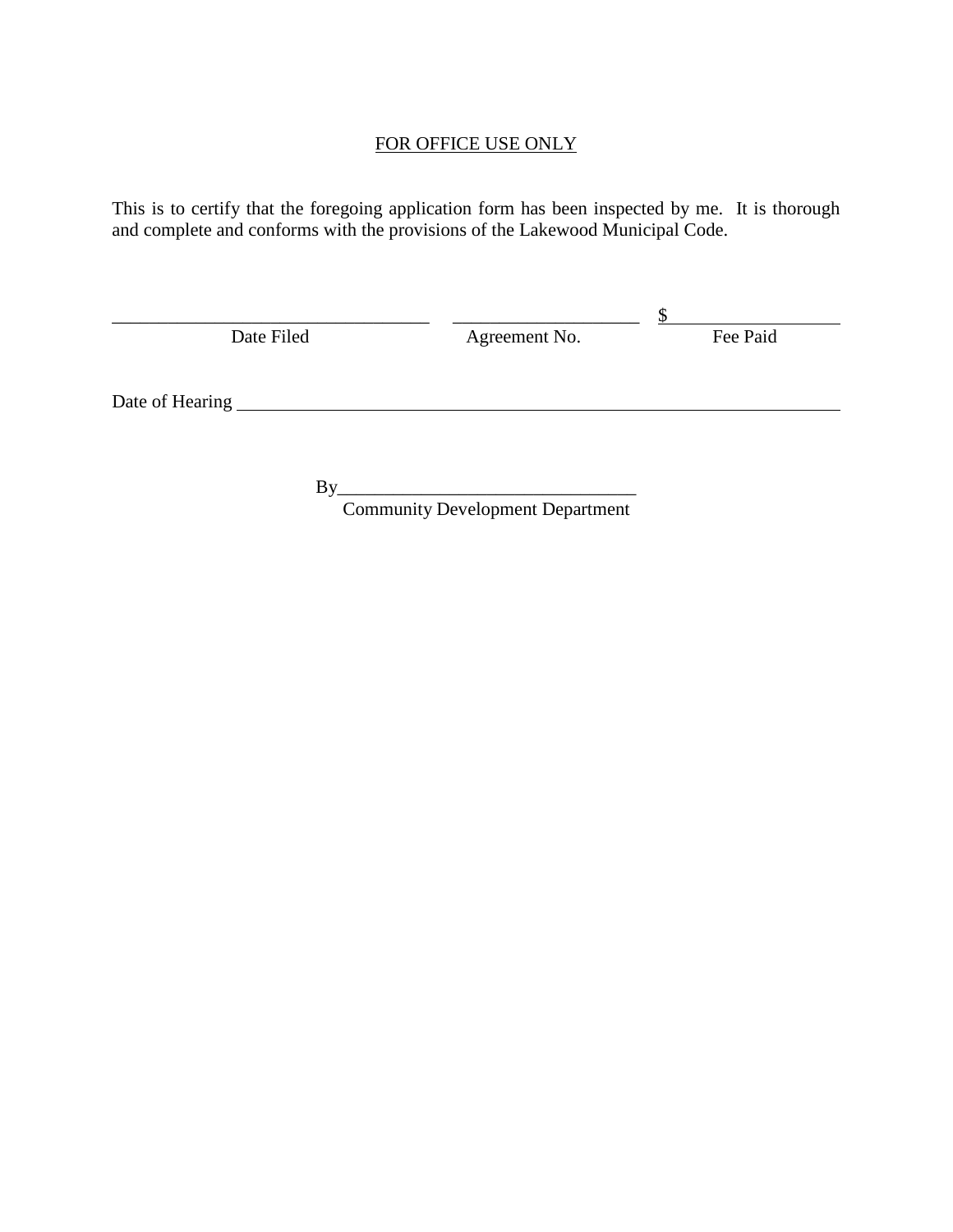FOR OFFICE USE ONLY

This is to certify that the foregoing application form has been inspected by me. It is thorough and complete and conforms with the provisions of the Lakewood Municipal Code.

| ___________________________ | ___________________ | $_________________ |
|---|---|---|
| Date Filed | Agreement No. | Fee Paid |

Date of Hearing ________________________________________________________________

By________________________________
Community Development Department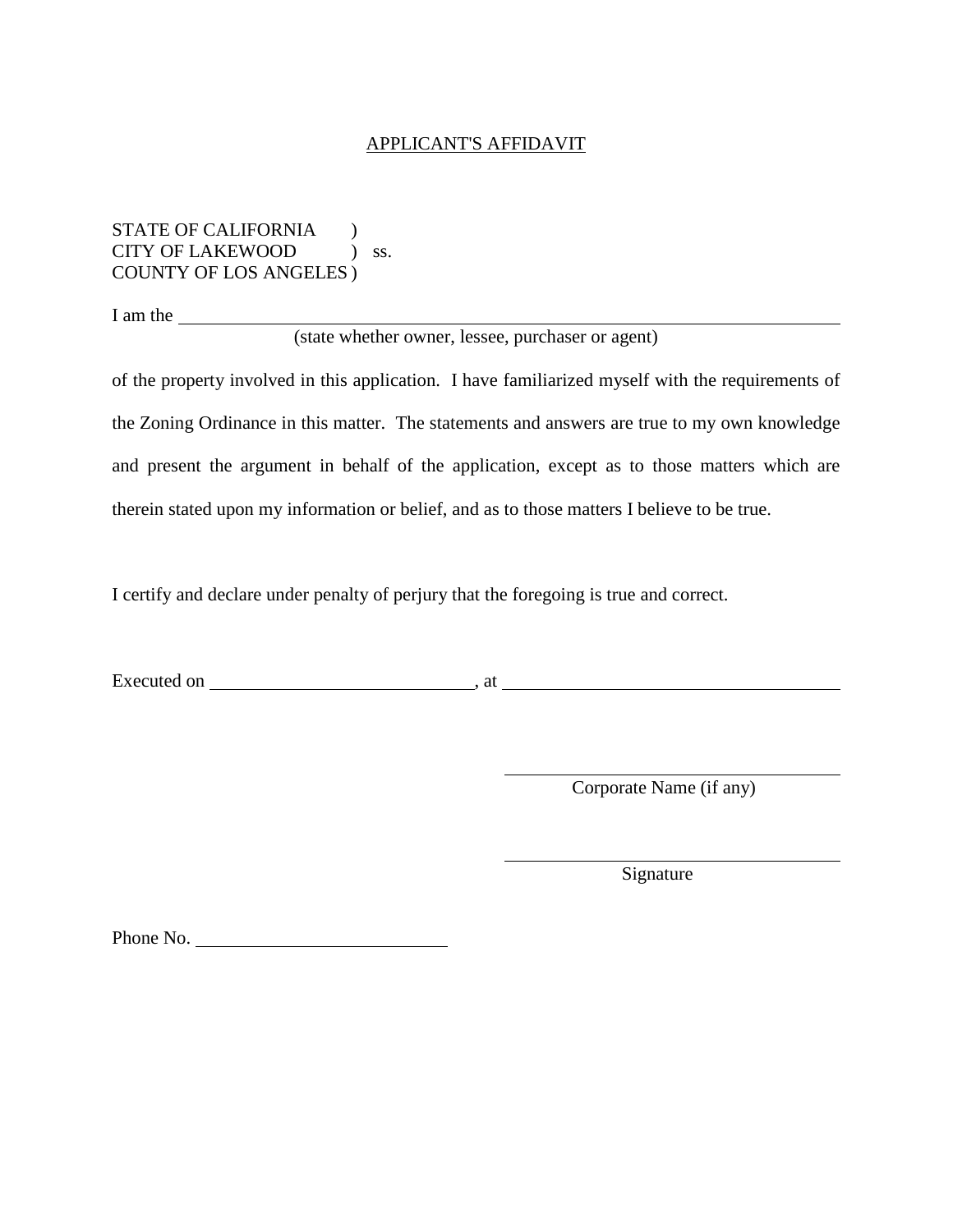# APPLICANT'S AFFIDAVIT

STATE OF CALIFORNIA )
CITY OF LAKEWOOD ) ss.
COUNTY OF LOS ANGELES )

I am the ______________________________________________
(state whether owner, lessee, purchaser or agent)

of the property involved in this application. I have familiarized myself with the requirements of the Zoning Ordinance in this matter. The statements and answers are true to my own knowledge and present the argument in behalf of the application, except as to those matters which are therein stated upon my information or belief, and as to those matters I believe to be true.

I certify and declare under penalty of perjury that the foregoing is true and correct.

Executed on ____________________________, at ____________________________________

____________________________________
Corporate Name (if any)

____________________________________
Signature

Phone No. ___________________________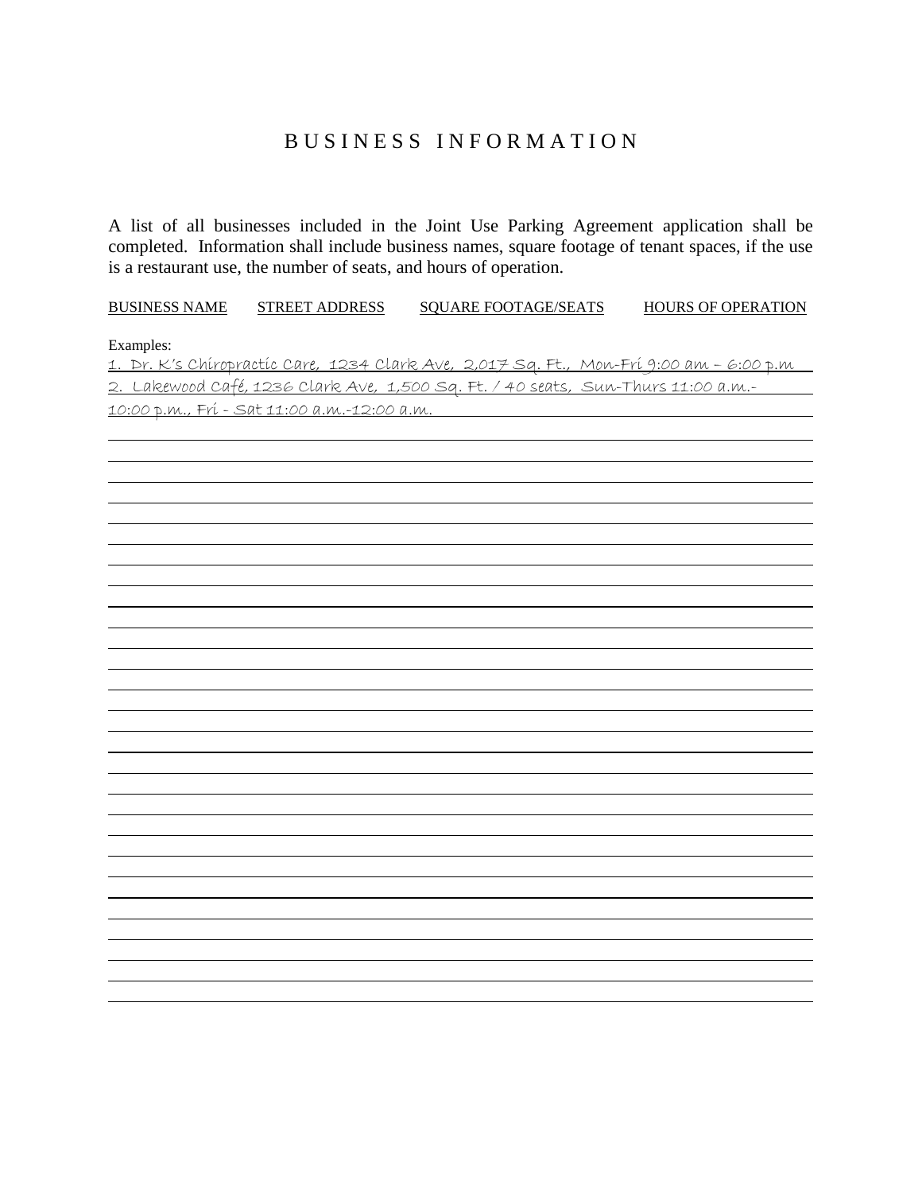# BUSINESS INFORMATION

A list of all businesses included in the Joint Use Parking Agreement application shall be completed. Information shall include business names, square footage of tenant spaces, if the use is a restaurant use, the number of seats, and hours of operation.

BUSINESS NAME     STREET ADDRESS     SQUARE FOOTAGE/SEATS     HOURS OF OPERATION

Examples:

1. Dr. K's Chiropractic Care, 1234 Clark Ave, 2,017 Sq. Ft., Mon-Fri 9:00 am – 6:00 p.m
2. Lakewood Café, 1236 Clark Ave, 1,500 Sq. Ft. / 40 seats, Sun-Thurs 11:00 a.m.-10:00 p.m., Fri - Sat 11:00 a.m.-12:00 a.m.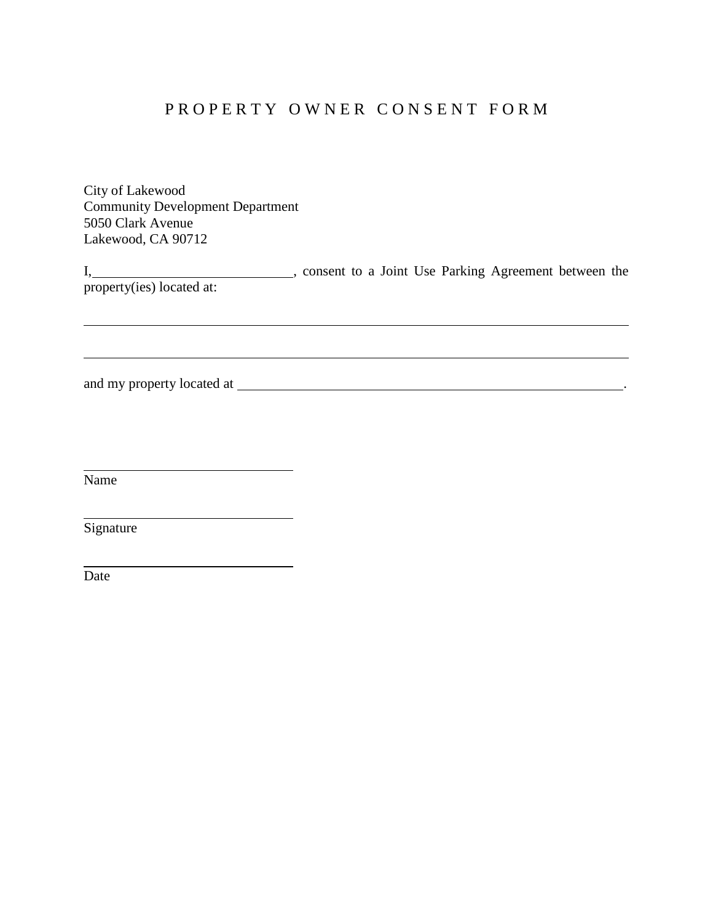# PROPERTY OWNER CONSENT FORM

City of Lakewood
Community Development Department
5050 Clark Avenue
Lakewood, CA 90712

I,_____________________________, consent to a Joint Use Parking Agreement between the property(ies) located at:

_______________________________________________________________________________

_______________________________________________________________________________

and my property located at _____________________________________________________.

______________________________
Name

______________________________
Signature

______________________________
Date